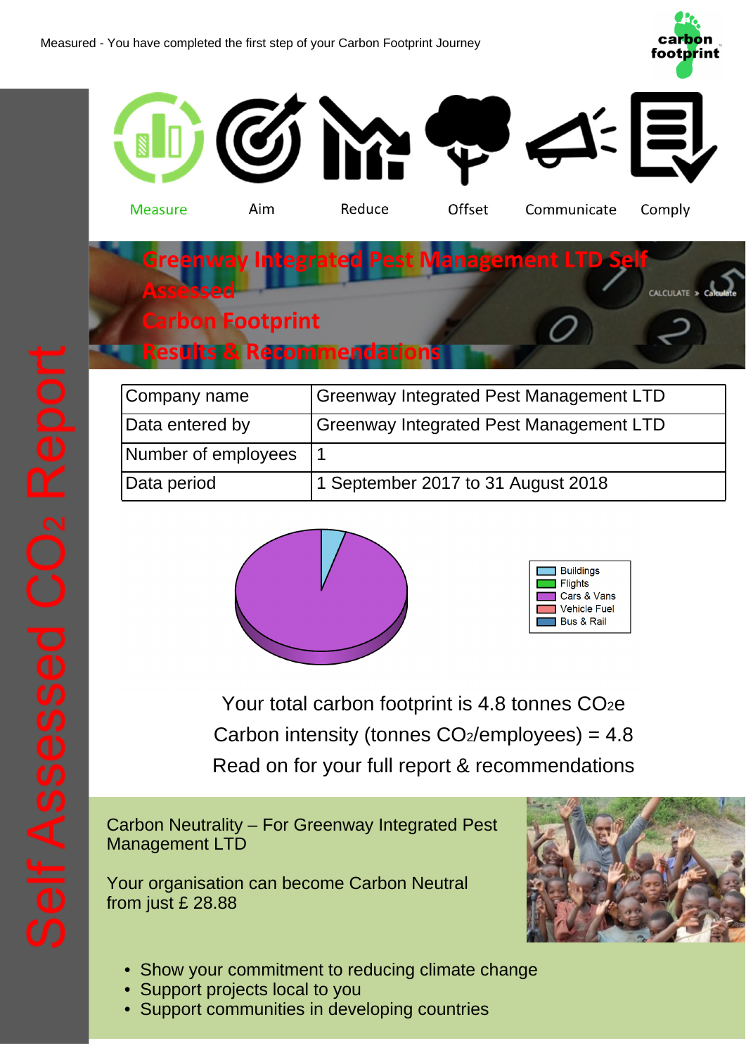Measured - You have completed the first step of your Carbon Footprint Journey

carbon footprint

Measure | Aim | Reduce | Offset | Communicate | Comply

# Greenway Integrated Pest Management LTD Self Assessed Carbon Footprint Results & Recommendations

| Company name | Greenway Integrated Pest Management LTD |
|---|---|
| Data entered by | Greenway Integrated Pest Management LTD |
| Number of employees | 1 |
| Data period | 1 September 2017 to 31 August 2018 |

Buildings
Flights
Cars & Vans
Vehicle Fuel
Bus & Rail

Your total carbon footprint is 4.8 tonnes $CO_2e$

Carbon intensity (tonnes $CO_2$/employees) = 4.8

Read on for your full report & recommendations

Carbon Neutrality – For Greenway Integrated Pest Management LTD

Your organisation can become Carbon Neutral from just £ 28.88

- Show your commitment to reducing climate change
- Support projects local to you
- Support communities in developing countries

Self Assessed $CO_2$ Report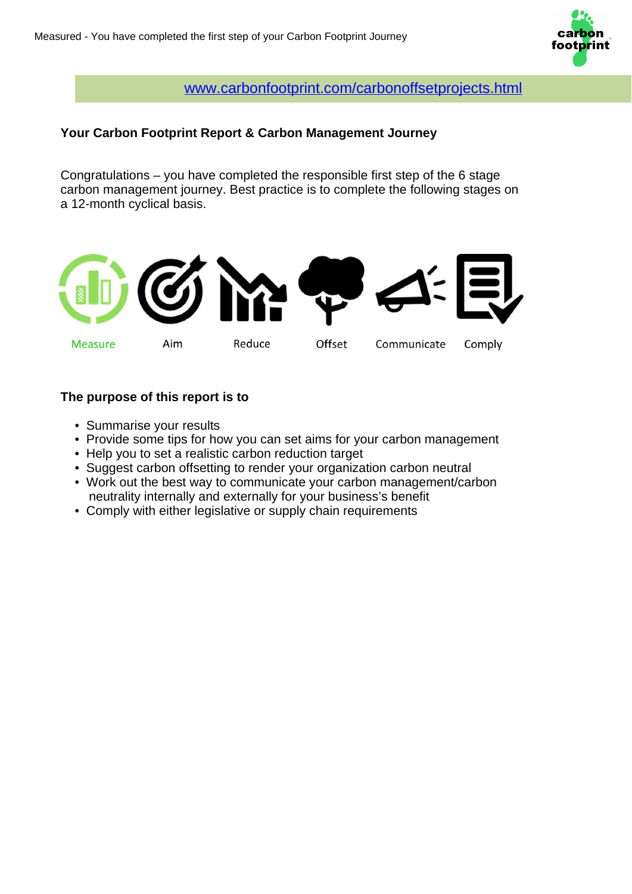www.carbonfootprint.com/carbonoffsetprojects.html

**Your Carbon Footprint Report & Carbon Management Journey**

Congratulations – you have completed the responsible first step of the 6 stage carbon management journey. Best practice is to complete the following stages on a 12-month cyclical basis.

Measure Aim Reduce Offset Communicate Comply

**The purpose of this report is to**

- Summarise your results
- Provide some tips for how you can set aims for your carbon management
- Help you to set a realistic carbon reduction target
- Suggest carbon offsetting to render your organization carbon neutral
- Work out the best way to communicate your carbon management/carbon neutrality internally and externally for your business's benefit
- Comply with either legislative or supply chain requirements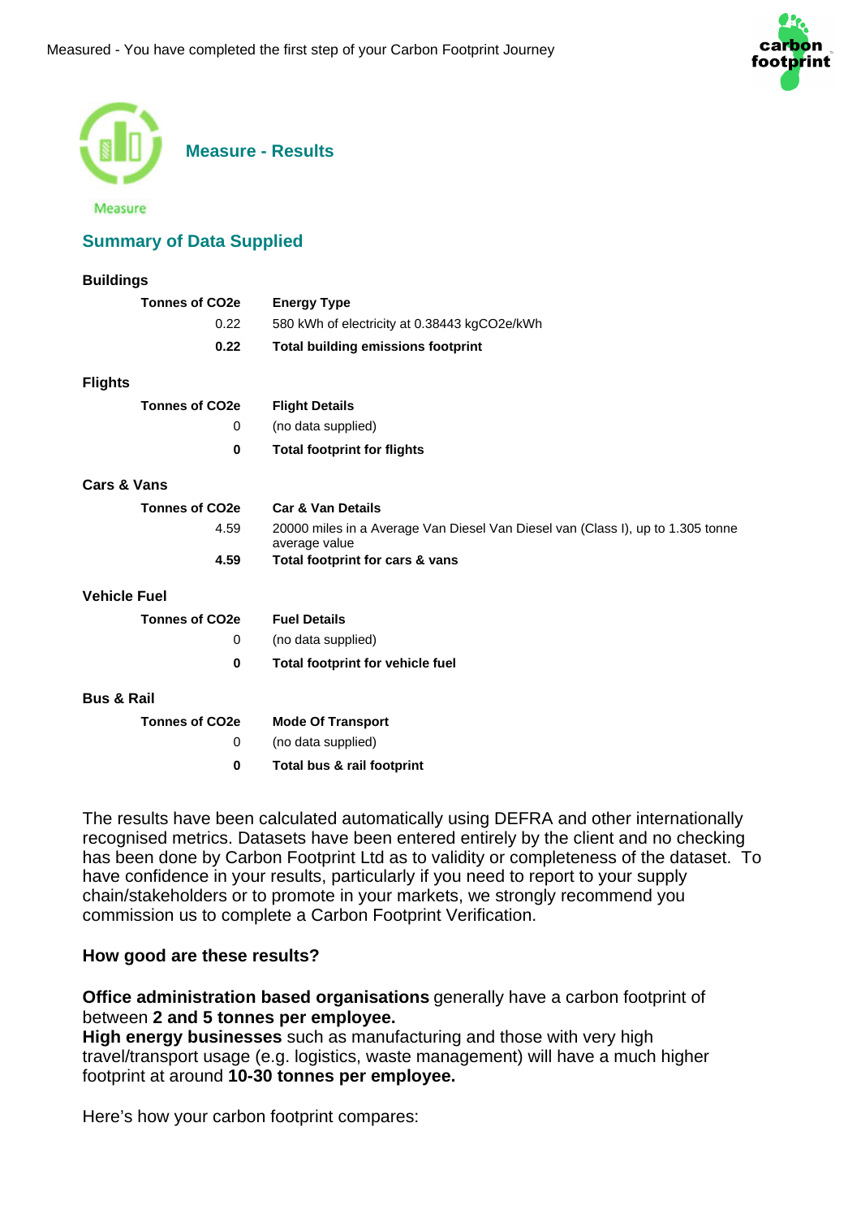Measured - You have completed the first step of your Carbon Footprint Journey

Measure

## Measure - Results

## Summary of Data Supplied

### Buildings

| Tonnes of CO2e | Energy Type |
|---|---|
| 0.22 | 580 kWh of electricity at 0.38443 kgCO2e/kWh |
| **0.22** | **Total building emissions footprint** |

### Flights

| Tonnes of CO2e | Flight Details |
|---|---|
| 0 | (no data supplied) |
| **0** | **Total footprint for flights** |

### Cars & Vans

| Tonnes of CO2e | Car & Van Details |
|---|---|
| 4.59 | 20000 miles in a Average Van Diesel Van Diesel van (Class I), up to 1.305 tonne average value |
| **4.59** | **Total footprint for cars & vans** |

### Vehicle Fuel

| Tonnes of CO2e | Fuel Details |
|---|---|
| 0 | (no data supplied) |
| **0** | **Total footprint for vehicle fuel** |

### Bus & Rail

| Tonnes of CO2e | Mode Of Transport |
|---|---|
| 0 | (no data supplied) |
| **0** | **Total bus & rail footprint** |

The results have been calculated automatically using DEFRA and other internationally recognised metrics. Datasets have been entered entirely by the client and no checking has been done by Carbon Footprint Ltd as to validity or completeness of the dataset. To have confidence in your results, particularly if you need to report to your supply chain/stakeholders or to promote in your markets, we strongly recommend you commission us to complete a Carbon Footprint Verification.

**How good are these results?**

**Office administration based organisations** generally have a carbon footprint of between **2 and 5 tonnes per employee.**
**High energy businesses** such as manufacturing and those with very high travel/transport usage (e.g. logistics, waste management) will have a much higher footprint at around **10-30 tonnes per employee.**

Here's how your carbon footprint compares: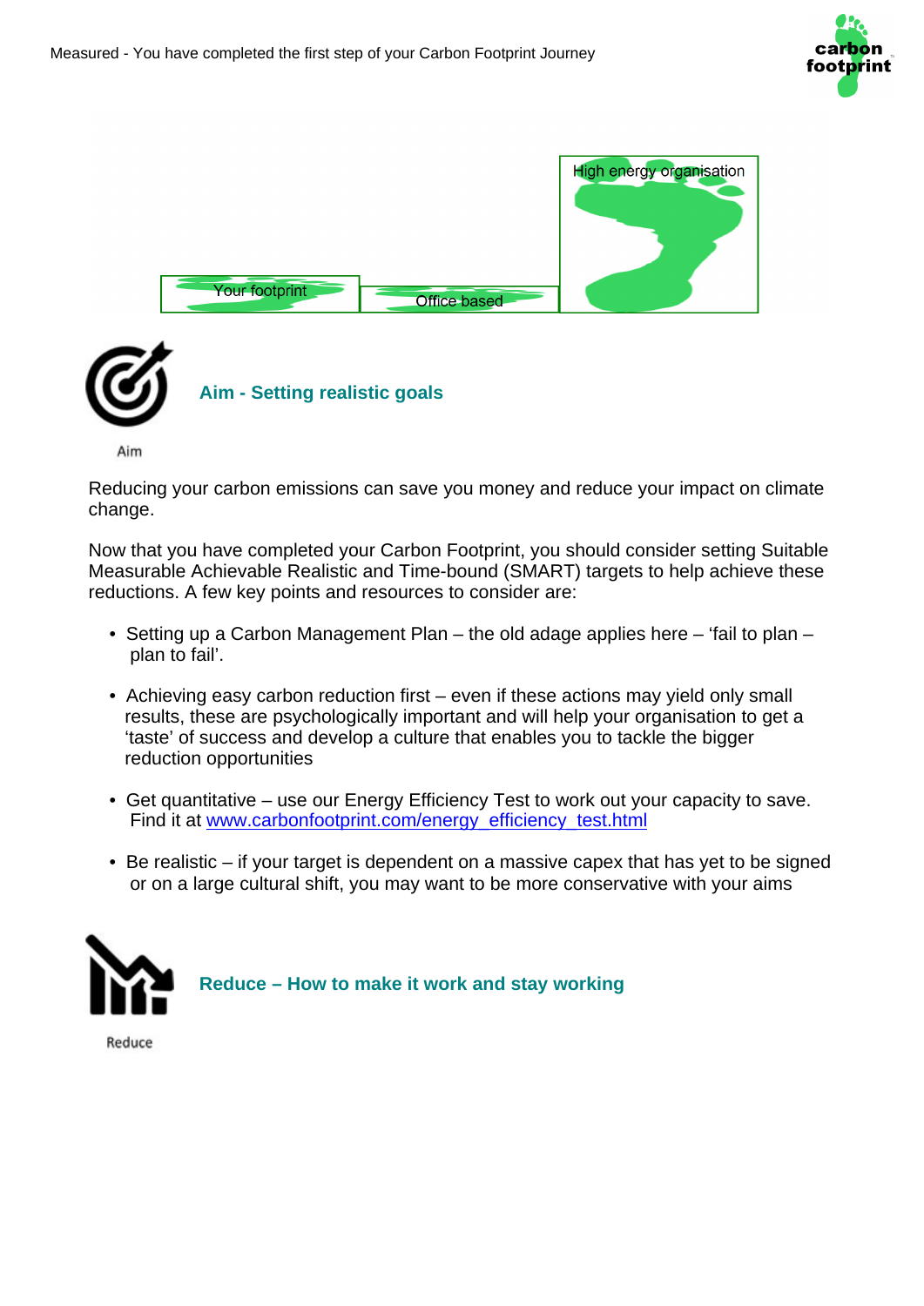Measured - You have completed the first step of your Carbon Footprint Journey

Your footprint | Office based | High energy organisation

Aim

## Aim - Setting realistic goals

Reducing your carbon emissions can save you money and reduce your impact on climate change.

Now that you have completed your Carbon Footprint, you should consider setting Suitable Measurable Achievable Realistic and Time-bound (SMART) targets to help achieve these reductions. A few key points and resources to consider are:

- Setting up a Carbon Management Plan – the old adage applies here – 'fail to plan – plan to fail'.
- Achieving easy carbon reduction first – even if these actions may yield only small results, these are psychologically important and will help your organisation to get a 'taste' of success and develop a culture that enables you to tackle the bigger reduction opportunities
- Get quantitative – use our Energy Efficiency Test to work out your capacity to save. Find it at [www.carbonfootprint.com/energy_efficiency_test.html](http://www.carbonfootprint.com/energy_efficiency_test.html)
- Be realistic – if your target is dependent on a massive capex that has yet to be signed or on a large cultural shift, you may want to be more conservative with your aims

Reduce

## Reduce – How to make it work and stay working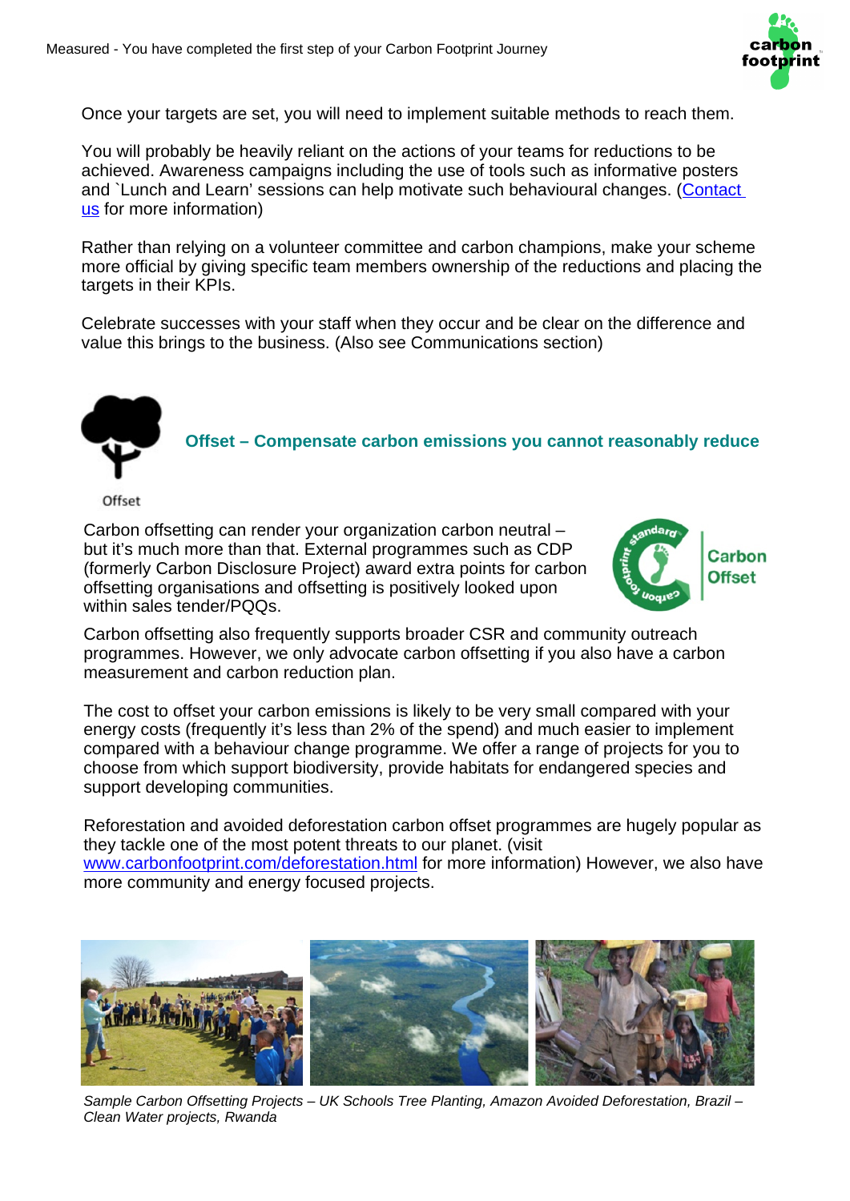Once your targets are set, you will need to implement suitable methods to reach them.

You will probably be heavily reliant on the actions of your teams for reductions to be achieved. Awareness campaigns including the use of tools such as informative posters and `Lunch and Learn' sessions can help motivate such behavioural changes. (Contact us for more information)

Rather than relying on a volunteer committee and carbon champions, make your scheme more official by giving specific team members ownership of the reductions and placing the targets in their KPIs.

Celebrate successes with your staff when they occur and be clear on the difference and value this brings to the business. (Also see Communications section)

## Offset – Compensate carbon emissions you cannot reasonably reduce

Offset

Carbon offsetting can render your organization carbon neutral – but it's much more than that. External programmes such as CDP (formerly Carbon Disclosure Project) award extra points for carbon offsetting organisations and offsetting is positively looked upon within sales tender/PQQs.

Carbon offsetting also frequently supports broader CSR and community outreach programmes. However, we only advocate carbon offsetting if you also have a carbon measurement and carbon reduction plan.

The cost to offset your carbon emissions is likely to be very small compared with your energy costs (frequently it's less than 2% of the spend) and much easier to implement compared with a behaviour change programme. We offer a range of projects for you to choose from which support biodiversity, provide habitats for endangered species and support developing communities.

Reforestation and avoided deforestation carbon offset programmes are hugely popular as they tackle one of the most potent threats to our planet. (visit www.carbonfootprint.com/deforestation.html for more information) However, we also have more community and energy focused projects.

*Sample Carbon Offsetting Projects – UK Schools Tree Planting, Amazon Avoided Deforestation, Brazil – Clean Water projects, Rwanda*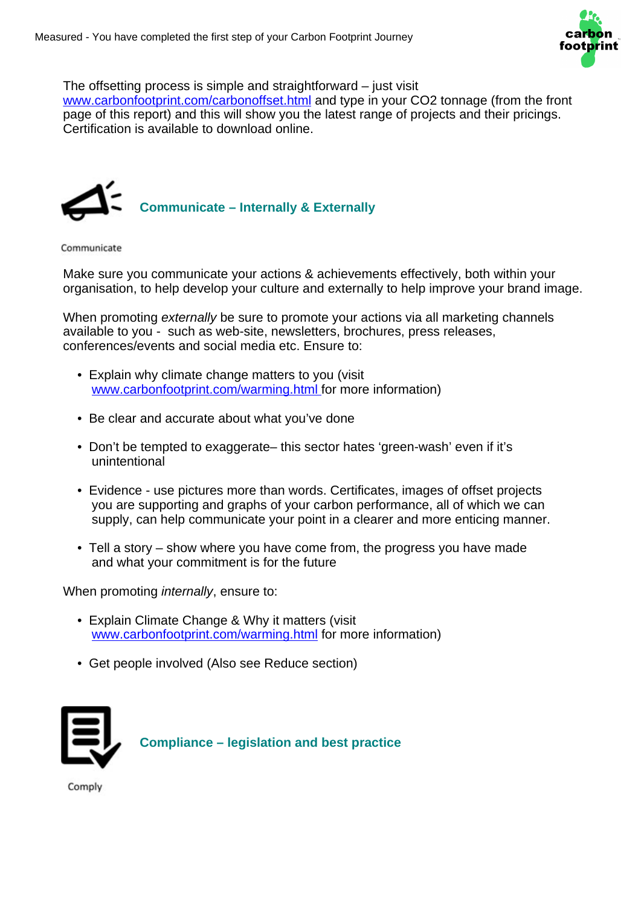The offsetting process is simple and straightforward – just visit www.carbonfootprint.com/carbonoffset.html and type in your CO2 tonnage (from the front page of this report) and this will show you the latest range of projects and their pricings. Certification is available to download online.

## Communicate – Internally & Externally

Communicate

Make sure you communicate your actions & achievements effectively, both within your organisation, to help develop your culture and externally to help improve your brand image.

When promoting *externally* be sure to promote your actions via all marketing channels available to you - such as web-site, newsletters, brochures, press releases, conferences/events and social media etc. Ensure to:

- Explain why climate change matters to you (visit www.carbonfootprint.com/warming.html for more information)
- Be clear and accurate about what you've done
- Don't be tempted to exaggerate– this sector hates 'green-wash' even if it's unintentional
- Evidence - use pictures more than words. Certificates, images of offset projects you are supporting and graphs of your carbon performance, all of which we can supply, can help communicate your point in a clearer and more enticing manner.
- Tell a story – show where you have come from, the progress you have made and what your commitment is for the future

When promoting *internally*, ensure to:

- Explain Climate Change & Why it matters (visit www.carbonfootprint.com/warming.html for more information)
- Get people involved (Also see Reduce section)

## Compliance – legislation and best practice

Comply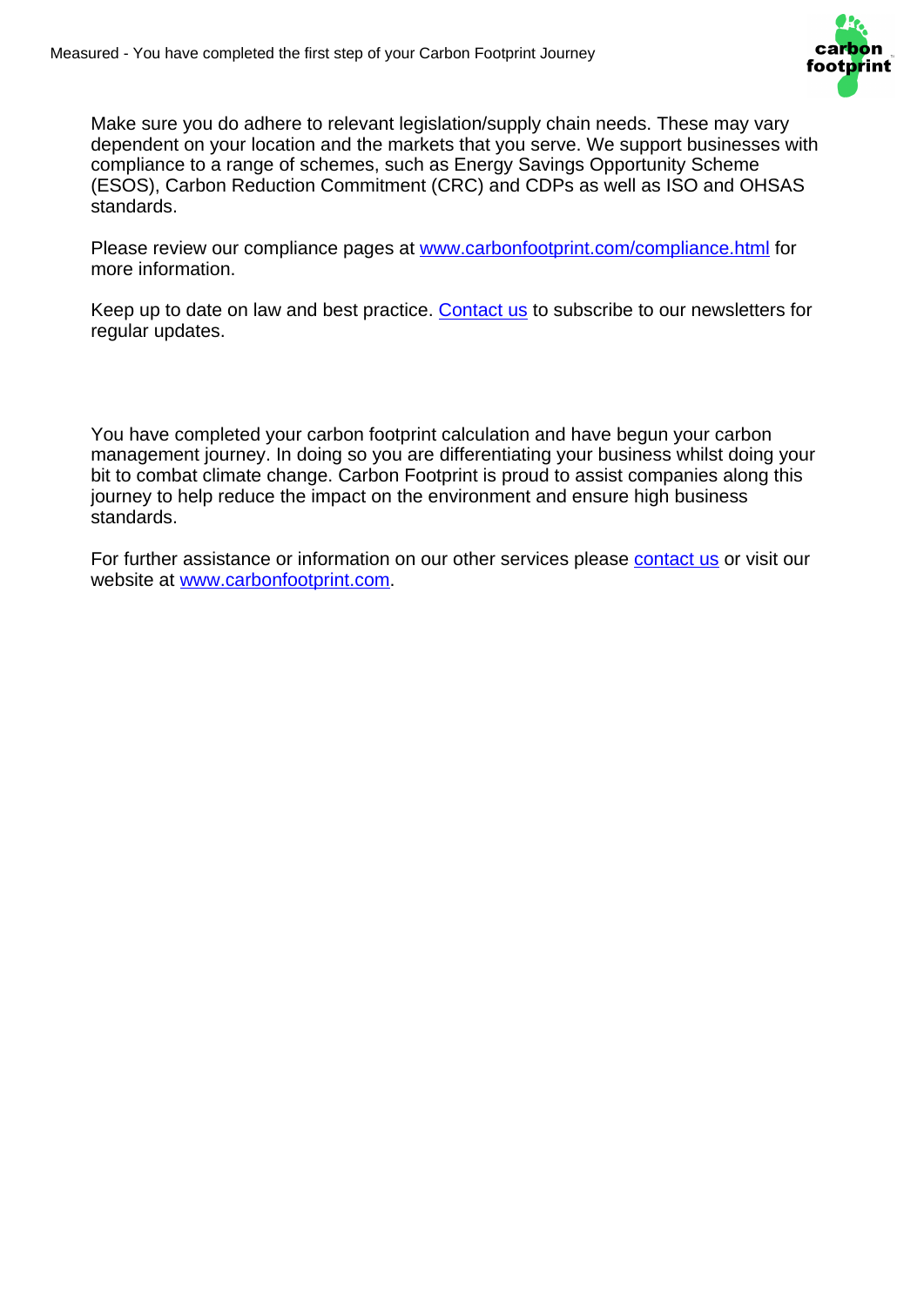Make sure you do adhere to relevant legislation/supply chain needs. These may vary dependent on your location and the markets that you serve. We support businesses with compliance to a range of schemes, such as Energy Savings Opportunity Scheme (ESOS), Carbon Reduction Commitment (CRC) and CDPs as well as ISO and OHSAS standards.

Please review our compliance pages at www.carbonfootprint.com/compliance.html for more information.

Keep up to date on law and best practice. Contact us to subscribe to our newsletters for regular updates.

You have completed your carbon footprint calculation and have begun your carbon management journey. In doing so you are differentiating your business whilst doing your bit to combat climate change. Carbon Footprint is proud to assist companies along this journey to help reduce the impact on the environment and ensure high business standards.

For further assistance or information on our other services please contact us or visit our website at www.carbonfootprint.com.